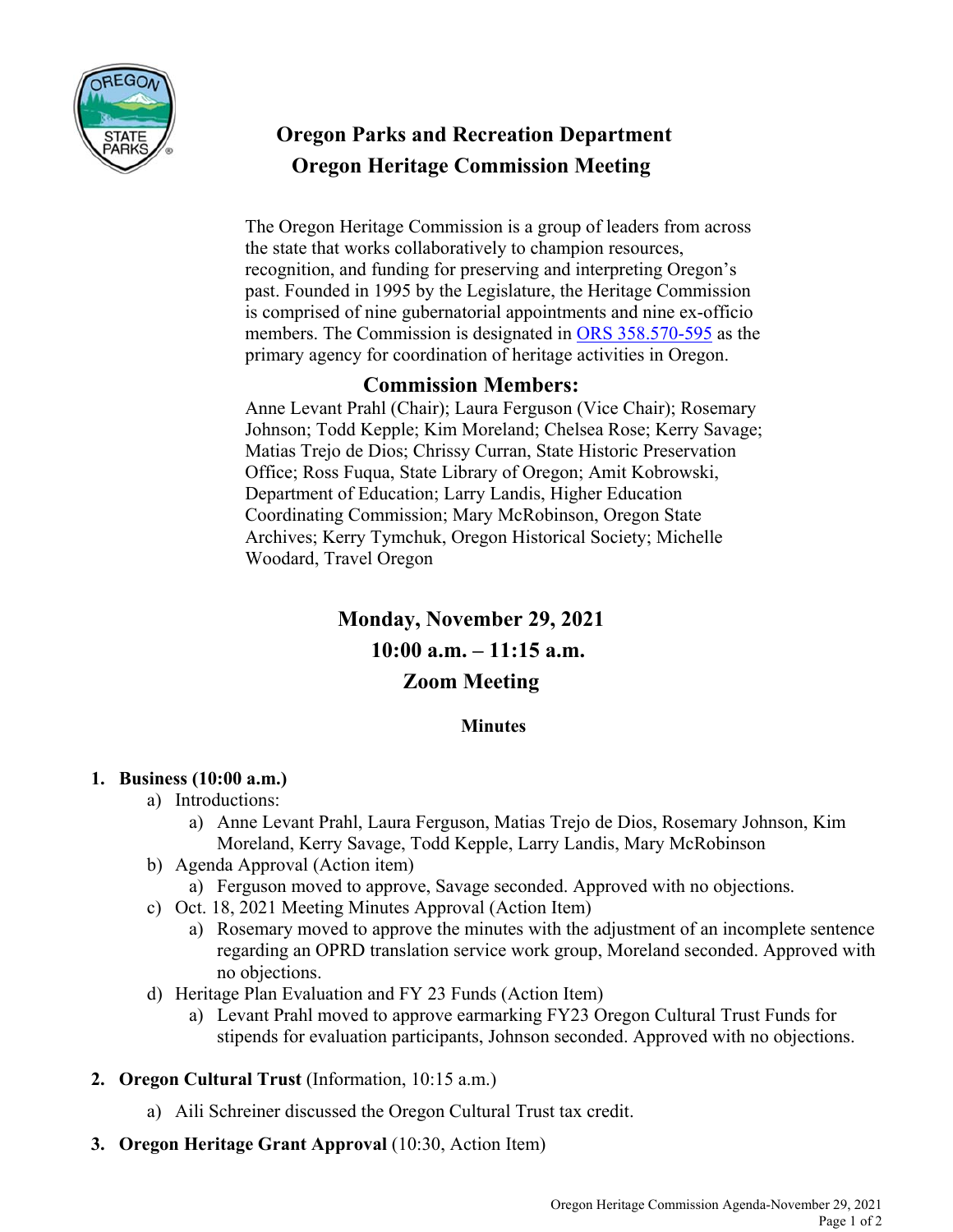# Oregon Parks and Recreation Department
# Oregon Heritage Commission Meeting

The Oregon Heritage Commission is a group of leaders from across the state that works collaboratively to champion resources, recognition, and funding for preserving and interpreting Oregon's past. Founded in 1995 by the Legislature, the Heritage Commission is comprised of nine gubernatorial appointments and nine ex-officio members. The Commission is designated in ORS 358.570-595 as the primary agency for coordination of heritage activities in Oregon.

## Commission Members:

Anne Levant Prahl (Chair); Laura Ferguson (Vice Chair); Rosemary Johnson; Todd Kepple; Kim Moreland; Chelsea Rose; Kerry Savage; Matias Trejo de Dios; Chrissy Curran, State Historic Preservation Office; Ross Fuqua, State Library of Oregon; Amit Kobrowski, Department of Education; Larry Landis, Higher Education Coordinating Commission; Mary McRobinson, Oregon State Archives; Kerry Tymchuk, Oregon Historical Society; Michelle Woodard, Travel Oregon

## Monday, November 29, 2021
## 10:00 a.m. – 11:15 a.m.
## Zoom Meeting

**Minutes**

1. **Business (10:00 a.m.)**
   a) Introductions:
      a) Anne Levant Prahl, Laura Ferguson, Matias Trejo de Dios, Rosemary Johnson, Kim Moreland, Kerry Savage, Todd Kepple, Larry Landis, Mary McRobinson
   b) Agenda Approval (Action item)
      a) Ferguson moved to approve, Savage seconded. Approved with no objections.
   c) Oct. 18, 2021 Meeting Minutes Approval (Action Item)
      a) Rosemary moved to approve the minutes with the adjustment of an incomplete sentence regarding an OPRD translation service work group, Moreland seconded. Approved with no objections.
   d) Heritage Plan Evaluation and FY 23 Funds (Action Item)
      a) Levant Prahl moved to approve earmarking FY23 Oregon Cultural Trust Funds for stipends for evaluation participants, Johnson seconded. Approved with no objections.

2. **Oregon Cultural Trust** (Information, 10:15 a.m.)
   a) Aili Schreiner discussed the Oregon Cultural Trust tax credit.

3. **Oregon Heritage Grant Approval** (10:30, Action Item)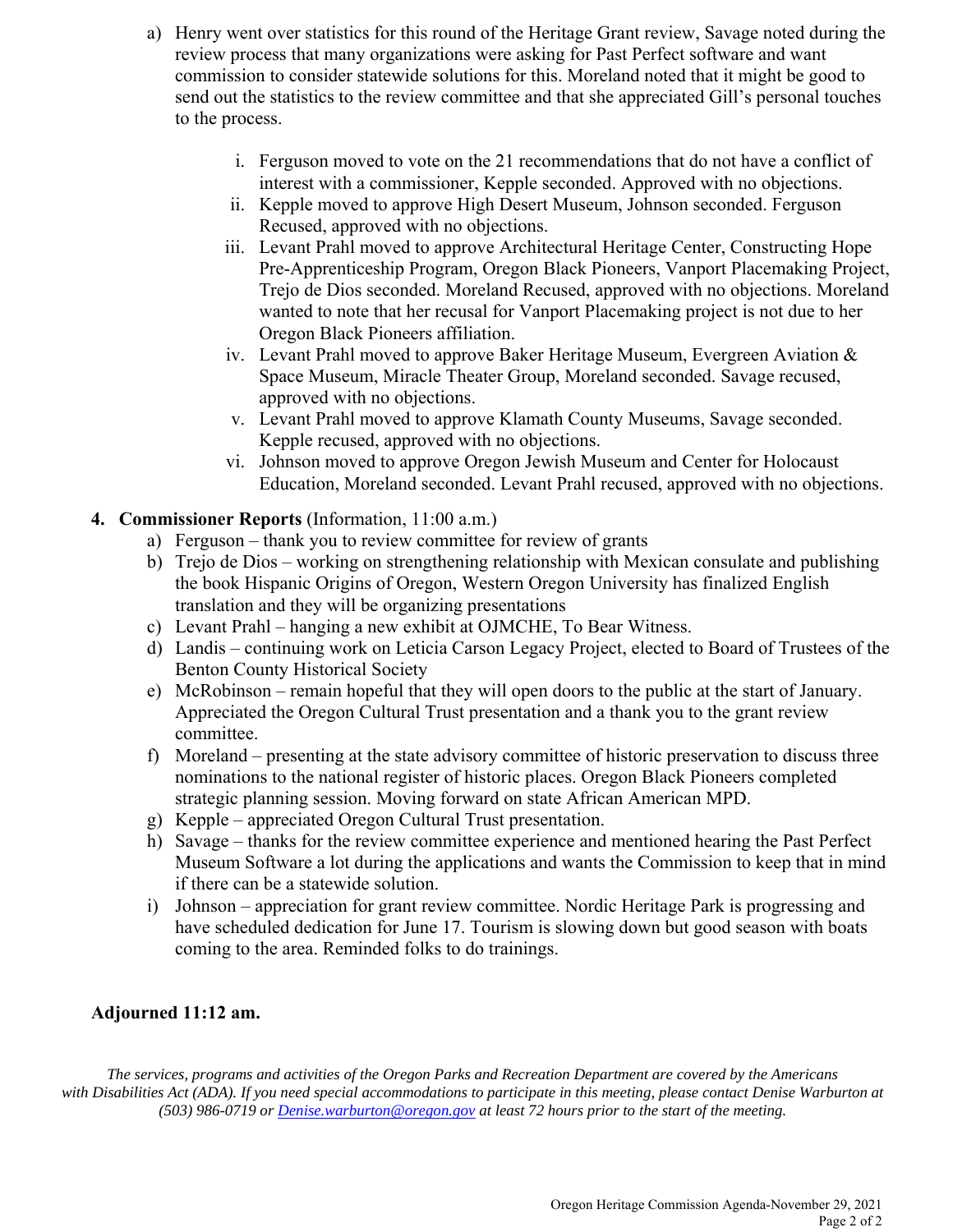a) Henry went over statistics for this round of the Heritage Grant review, Savage noted during the review process that many organizations were asking for Past Perfect software and want commission to consider statewide solutions for this. Moreland noted that it might be good to send out the statistics to the review committee and that she appreciated Gill's personal touches to the process.

   i. Ferguson moved to vote on the 21 recommendations that do not have a conflict of interest with a commissioner, Kepple seconded. Approved with no objections.
   ii. Kepple moved to approve High Desert Museum, Johnson seconded. Ferguson Recused, approved with no objections.
   iii. Levant Prahl moved to approve Architectural Heritage Center, Constructing Hope Pre-Apprenticeship Program, Oregon Black Pioneers, Vanport Placemaking Project, Trejo de Dios seconded. Moreland Recused, approved with no objections. Moreland wanted to note that her recusal for Vanport Placemaking project is not due to her Oregon Black Pioneers affiliation.
   iv. Levant Prahl moved to approve Baker Heritage Museum, Evergreen Aviation & Space Museum, Miracle Theater Group, Moreland seconded. Savage recused, approved with no objections.
   v. Levant Prahl moved to approve Klamath County Museums, Savage seconded. Kepple recused, approved with no objections.
   vi. Johnson moved to approve Oregon Jewish Museum and Center for Holocaust Education, Moreland seconded. Levant Prahl recused, approved with no objections.

4. **Commissioner Reports** (Information, 11:00 a.m.)
   a) Ferguson – thank you to review committee for review of grants
   b) Trejo de Dios – working on strengthening relationship with Mexican consulate and publishing the book Hispanic Origins of Oregon, Western Oregon University has finalized English translation and they will be organizing presentations
   c) Levant Prahl – hanging a new exhibit at OJMCHE, To Bear Witness.
   d) Landis – continuing work on Leticia Carson Legacy Project, elected to Board of Trustees of the Benton County Historical Society
   e) McRobinson – remain hopeful that they will open doors to the public at the start of January. Appreciated the Oregon Cultural Trust presentation and a thank you to the grant review committee.
   f) Moreland – presenting at the state advisory committee of historic preservation to discuss three nominations to the national register of historic places. Oregon Black Pioneers completed strategic planning session. Moving forward on state African American MPD.
   g) Kepple – appreciated Oregon Cultural Trust presentation.
   h) Savage – thanks for the review committee experience and mentioned hearing the Past Perfect Museum Software a lot during the applications and wants the Commission to keep that in mind if there can be a statewide solution.
   i) Johnson – appreciation for grant review committee. Nordic Heritage Park is progressing and have scheduled dedication for June 17. Tourism is slowing down but good season with boats coming to the area. Reminded folks to do trainings.

**Adjourned 11:12 am.**

*The services, programs and activities of the Oregon Parks and Recreation Department are covered by the Americans with Disabilities Act (ADA). If you need special accommodations to participate in this meeting, please contact Denise Warburton at (503) 986-0719 or Denise.warburton@oregon.gov at least 72 hours prior to the start of the meeting.*